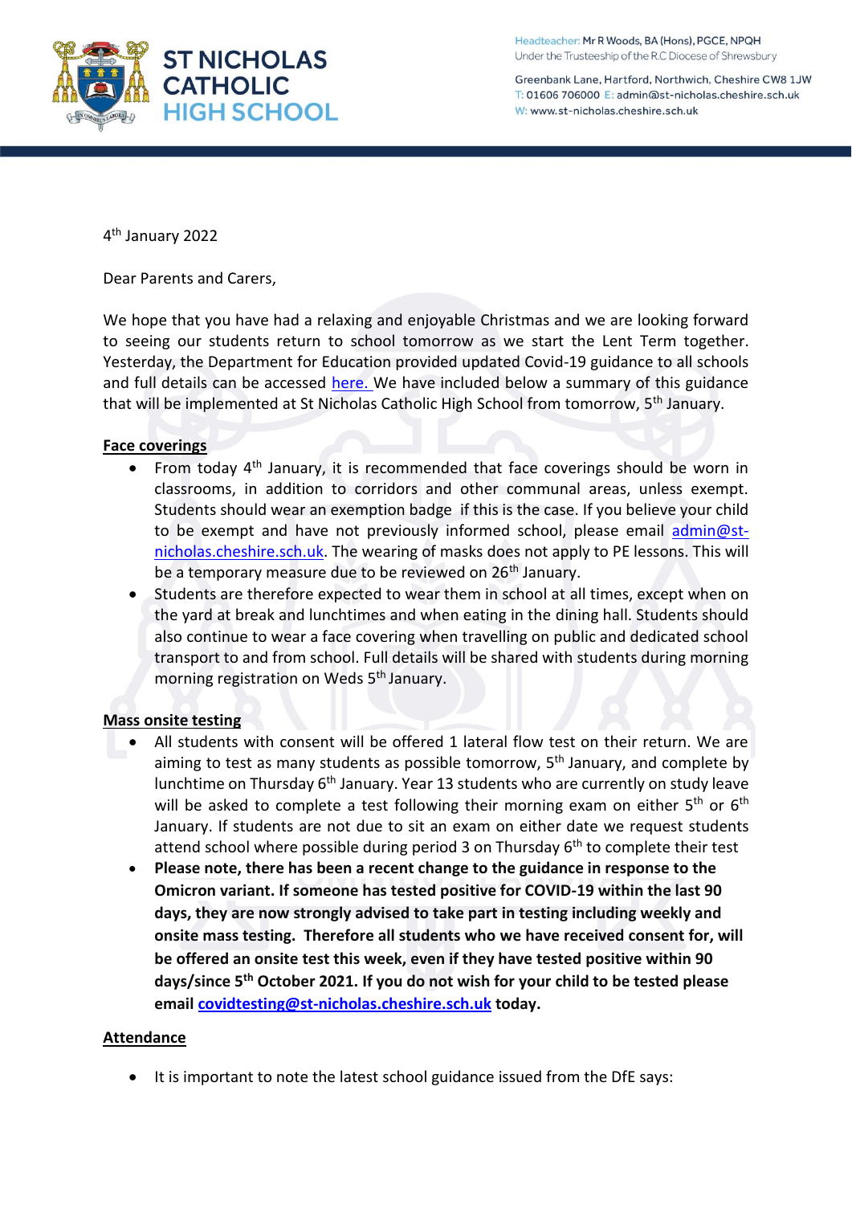# ST NICHOLAS CATHOLIC HIGH SCHOOL

Headteacher: Mr R Woods, BA (Hons), PGCE, NPQH
Under the Trusteeship of the R.C Diocese of Shrewsbury

Greenbank Lane, Hartford, Northwich, Cheshire CW8 1JW
T: 01606 706000 E: admin@st-nicholas.cheshire.sch.uk
W: www.st-nicholas.cheshire.sch.uk

4th January 2022

Dear Parents and Carers,

We hope that you have had a relaxing and enjoyable Christmas and we are looking forward to seeing our students return to school tomorrow as we start the Lent Term together. Yesterday, the Department for Education provided updated Covid-19 guidance to all schools and full details can be accessed here. We have included below a summary of this guidance that will be implemented at St Nicholas Catholic High School from tomorrow, 5th January.

**Face coverings**

- From today 4th January, it is recommended that face coverings should be worn in classrooms, in addition to corridors and other communal areas, unless exempt. Students should wear an exemption badge if this is the case. If you believe your child to be exempt and have not previously informed school, please email admin@st-nicholas.cheshire.sch.uk. The wearing of masks does not apply to PE lessons. This will be a temporary measure due to be reviewed on 26th January.
- Students are therefore expected to wear them in school at all times, except when on the yard at break and lunchtimes and when eating in the dining hall. Students should also continue to wear a face covering when travelling on public and dedicated school transport to and from school. Full details will be shared with students during morning morning registration on Weds 5th January.

**Mass onsite testing**

- All students with consent will be offered 1 lateral flow test on their return. We are aiming to test as many students as possible tomorrow, 5th January, and complete by lunchtime on Thursday 6th January. Year 13 students who are currently on study leave will be asked to complete a test following their morning exam on either 5th or 6th January. If students are not due to sit an exam on either date we request students attend school where possible during period 3 on Thursday 6th to complete their test
- **Please note, there has been a recent change to the guidance in response to the Omicron variant. If someone has tested positive for COVID-19 within the last 90 days, they are now strongly advised to take part in testing including weekly and onsite mass testing. Therefore all students who we have received consent for, will be offered an onsite test this week, even if they have tested positive within 90 days/since 5th October 2021. If you do not wish for your child to be tested please email covidtesting@st-nicholas.cheshire.sch.uk today.**

**Attendance**

- It is important to note the latest school guidance issued from the DfE says: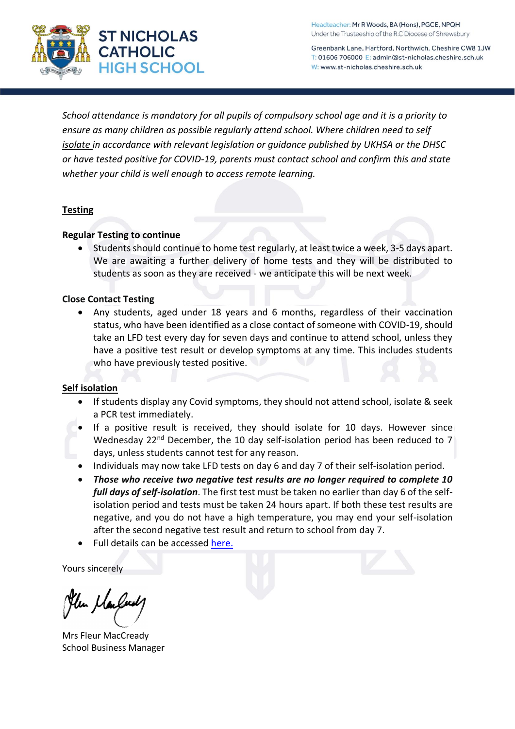*School attendance is mandatory for all pupils of compulsory school age and it is a priority to ensure as many children as possible regularly attend school. Where children need to self isolate in accordance with relevant legislation or guidance published by UKHSA or the DHSC or have tested positive for COVID-19, parents must contact school and confirm this and state whether your child is well enough to access remote learning.*

## Testing

**Regular Testing to continue**

- Students should continue to home test regularly, at least twice a week, 3-5 days apart. We are awaiting a further delivery of home tests and they will be distributed to students as soon as they are received - we anticipate this will be next week.

**Close Contact Testing**

- Any students, aged under 18 years and 6 months, regardless of their vaccination status, who have been identified as a close contact of someone with COVID-19, should take an LFD test every day for seven days and continue to attend school, unless they have a positive test result or develop symptoms at any time. This includes students who have previously tested positive.

## Self isolation

- If students display any Covid symptoms, they should not attend school, isolate & seek a PCR test immediately.
- If a positive result is received, they should isolate for 10 days. However since Wednesday 22nd December, the 10 day self-isolation period has been reduced to 7 days, unless students cannot test for any reason.
- Individuals may now take LFD tests on day 6 and day 7 of their self-isolation period.
- ***Those who receive two negative test results are no longer required to complete 10 full days of self-isolation***. The first test must be taken no earlier than day 6 of the self-isolation period and tests must be taken 24 hours apart. If both these test results are negative, and you do not have a high temperature, you may end your self-isolation after the second negative test result and return to school from day 7.
- Full details can be accessed here.

Yours sincerely

Mrs Fleur MacCready
School Business Manager